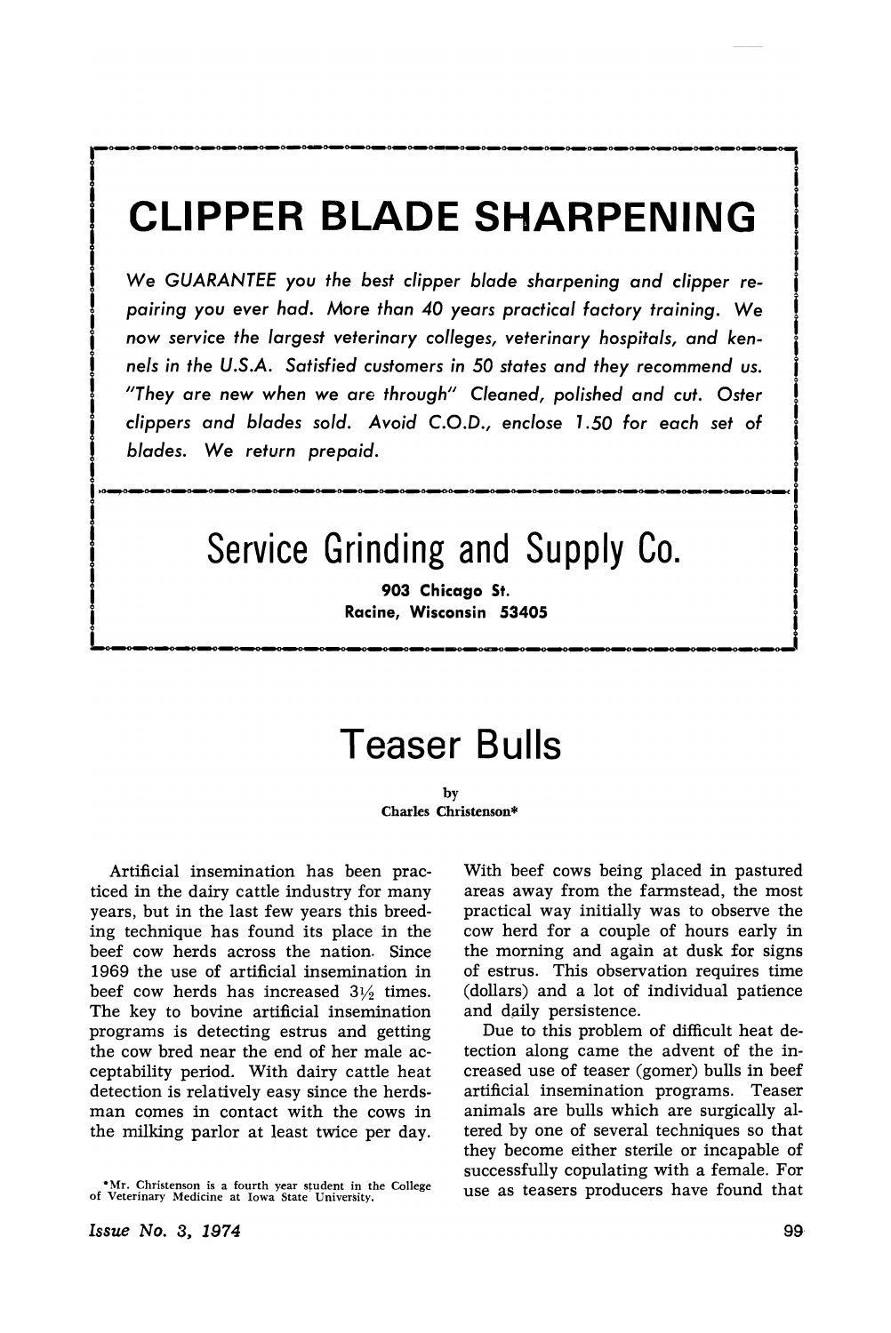# CLIPPER BLADE SHARPENING

*We GUARANTEE you the best clipper blade sharpening and clipper repairing you ever had. More than 40 years practical factory training. We now service the largest veterinary colleges, veterinary hospitals, and kennels in the U.S.A. Satisfied customers in 50 states and they recommend us. "They are new when we are through" Cleaned, polished and cut. Oster clippers and blades sold. Avoid C.O.D., enclose 1.50 for each set of blades. We return prepaid.*

## Service Grinding and Supply Co.

**903 Chicago St.**
**Racine, Wisconsin 53405**

# Teaser Bulls

by
Charles Christenson*

Artificial insemination has been practiced in the dairy cattle industry for many years, but in the last few years this breeding technique has found its place in the beef cow herds across the nation. Since 1969 the use of artificial insemination in beef cow herds has increased 3½ times. The key to bovine artificial insemination programs is detecting estrus and getting the cow bred near the end of her male acceptability period. With dairy cattle heat detection is relatively easy since the herdsman comes in contact with the cows in the milking parlor at least twice per day. With beef cows being placed in pastured areas away from the farmstead, the most practical way initially was to observe the cow herd for a couple of hours early in the morning and again at dusk for signs of estrus. This observation requires time (dollars) and a lot of individual patience and daily persistence.

Due to this problem of difficult heat detection along came the advent of the increased use of teaser (gomer) bulls in beef artificial insemination programs. Teaser animals are bulls which are surgically altered by one of several techniques so that they become either sterile or incapable of successfully copulating with a female. For use as teasers producers have found that

*Mr. Christenson is a fourth year student in the College of Veterinary Medicine at Iowa State University.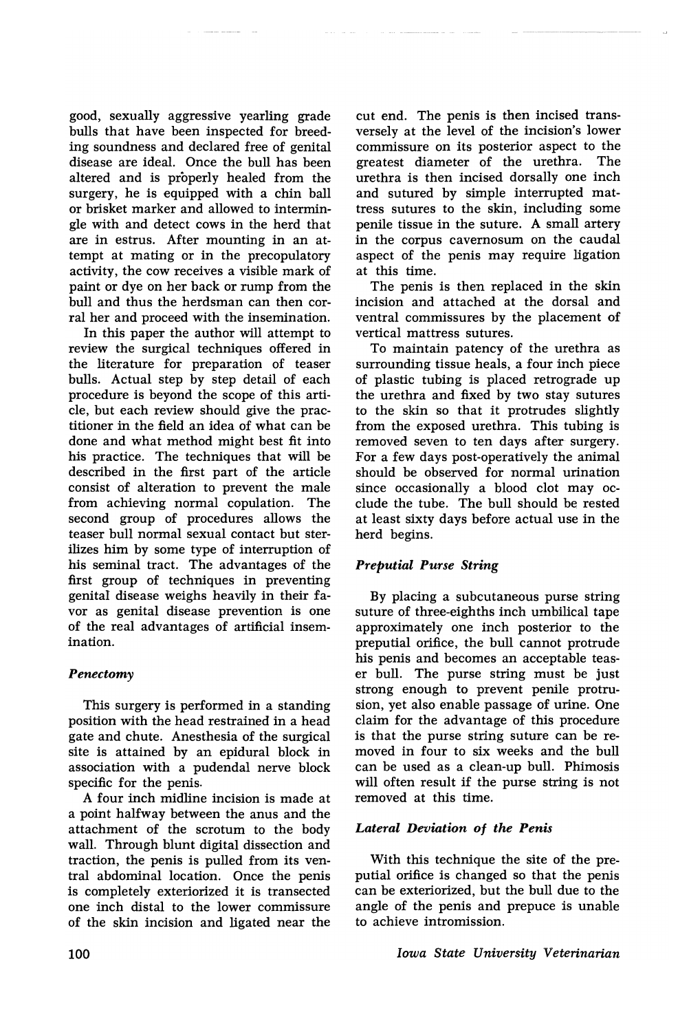good, sexually aggressive yearling grade bulls that have been inspected for breeding soundness and declared free of genital disease are ideal. Once the bull has been altered and is properly healed from the surgery, he is equipped with a chin ball or brisket marker and allowed to intermingle with and detect cows in the herd that are in estrus. After mounting in an attempt at mating or in the precopulatory activity, the cow receives a visible mark of paint or dye on her back or rump from the bull and thus the herdsman can then corral her and proceed with the insemination.

In this paper the author will attempt to review the surgical techniques offered in the literature for preparation of teaser bulls. Actual step by step detail of each procedure is beyond the scope of this article, but each review should give the practitioner in the field an idea of what can be done and what method might best fit into his practice. The techniques that will be described in the first part of the article consist of alteration to prevent the male from achieving normal copulation. The second group of procedures allows the teaser bull normal sexual contact but sterilizes him by some type of interruption of his seminal tract. The advantages of the first group of techniques in preventing genital disease weighs heavily in their favor as genital disease prevention is one of the real advantages of artificial insemination.

### *Penectomy*

This surgery is performed in a standing position with the head restrained in a head gate and chute. Anesthesia of the surgical site is attained by an epidural block in association with a pudendal nerve block specific for the penis.

A four inch midline incision is made at a point halfway between the anus and the attachment of the scrotum to the body wall. Through blunt digital dissection and traction, the penis is pulled from its ventral abdominal location. Once the penis is completely exteriorized it is transected one inch distal to the lower commissure of the skin incision and ligated near the cut end. The penis is then incised transversely at the level of the incision's lower commissure on its posterior aspect to the greatest diameter of the urethra. The urethra is then incised dorsally one inch and sutured by simple interrupted mattress sutures to the skin, including some penile tissue in the suture. A small artery in the corpus cavernosum on the caudal aspect of the penis may require ligation at this time.

The penis is then replaced in the skin incision and attached at the dorsal and ventral commissures by the placement of vertical mattress sutures.

To maintain patency of the urethra as surrounding tissue heals, a four inch piece of plastic tubing is placed retrograde up the urethra and fixed by two stay sutures to the skin so that it protrudes slightly from the exposed urethra. This tubing is removed seven to ten days after surgery. For a few days post-operatively the animal should be observed for normal urination since occasionally a blood clot may occlude the tube. The bull should be rested at least sixty days before actual use in the herd begins.

### *Preputial Purse String*

By placing a subcutaneous purse string suture of three-eighths inch umbilical tape approximately one inch posterior to the preputial orifice, the bull cannot protrude his penis and becomes an acceptable teaser bull. The purse string must be just strong enough to prevent penile protrusion, yet also enable passage of urine. One claim for the advantage of this procedure is that the purse string suture can be removed in four to six weeks and the bull can be used as a clean-up bull. Phimosis will often result if the purse string is not removed at this time.

### *Lateral Deviation of the Penis*

With this technique the site of the preputial orifice is changed so that the penis can be exteriorized, but the bull due to the angle of the penis and prepuce is unable to achieve intromission.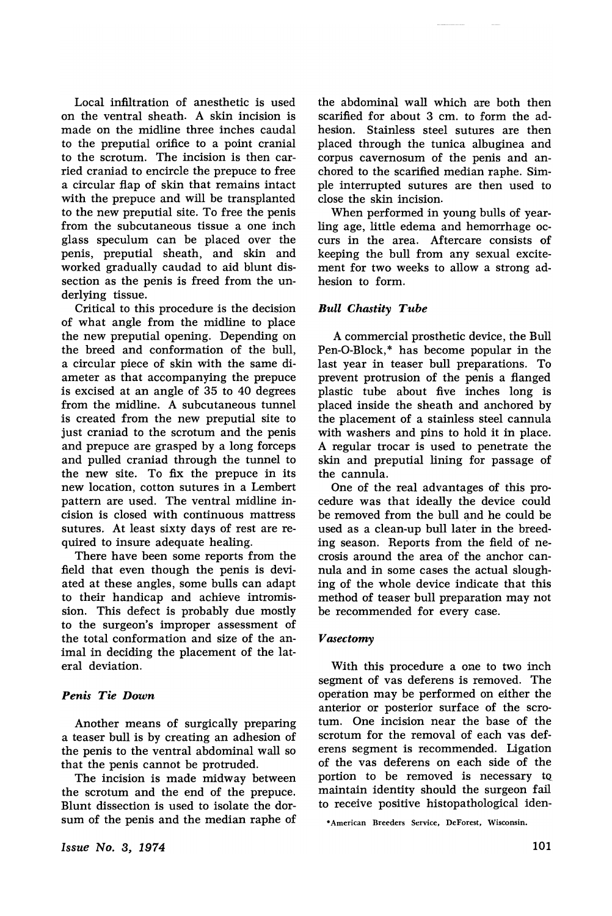Local infiltration of anesthetic is used on the ventral sheath. A skin incision is made on the midline three inches caudal to the preputial orifice to a point cranial to the scrotum. The incision is then carried craniad to encircle the prepuce to free a circular flap of skin that remains intact with the prepuce and will be transplanted to the new preputial site. To free the penis from the subcutaneous tissue a one inch glass speculum can be placed over the penis, preputial sheath, and skin and worked gradually caudad to aid blunt dissection as the penis is freed from the underlying tissue.

Critical to this procedure is the decision of what angle from the midline to place the new preputial opening. Depending on the breed and conformation of the bull, a circular piece of skin with the same diameter as that accompanying the prepuce is excised at an angle of 35 to 40 degrees from the midline. A subcutaneous tunnel is created from the new preputial site to just craniad to the scrotum and the penis and prepuce are grasped by a long forceps and pulled craniad through the tunnel to the new site. To fix the prepuce in its new location, cotton sutures in a Lembert pattern are used. The ventral midline incision is closed with continuous mattress sutures. At least sixty days of rest are required to insure adequate healing.

There have been some reports from the field that even though the penis is deviated at these angles, some bulls can adapt to their handicap and achieve intromission. This defect is probably due mostly to the surgeon's improper assessment of the total conformation and size of the animal in deciding the placement of the lateral deviation.

### *Penis Tie Down*

Another means of surgically preparing a teaser bull is by creating an adhesion of the penis to the ventral abdominal wall so that the penis cannot be protruded.

The incision is made midway between the scrotum and the end of the prepuce. Blunt dissection is used to isolate the dorsum of the penis and the median raphe of the abdominal wall which are both then scarified for about 3 cm. to form the adhesion. Stainless steel sutures are then placed through the tunica albuginea and corpus cavernosum of the penis and anchored to the scarified median raphe. Simple interrupted sutures are then used to close the skin incision.

When performed in young bulls of yearling age, little edema and hemorrhage occurs in the area. Aftercare consists of keeping the bull from any sexual excitement for two weeks to allow a strong adhesion to form.

### *Bull Chastity Tube*

A commercial prosthetic device, the Bull Pen-O-Block,* has become popular in the last year in teaser bull preparations. To prevent protrusion of the penis a flanged plastic tube about five inches long is placed inside the sheath and anchored by the placement of a stainless steel cannula with washers and pins to hold it in place. A regular trocar is used to penetrate the skin and preputial lining for passage of the cannula.

One of the real advantages of this procedure was that ideally the device could be removed from the bull and he could be used as a clean-up bull later in the breeding season. Reports from the field of necrosis around the area of the anchor cannula and in some cases the actual sloughing of the whole device indicate that this method of teaser bull preparation may not be recommended for every case.

### *Vasectomy*

With this procedure a one to two inch segment of vas deferens is removed. The operation may be performed on either the anterior or posterior surface of the scrotum. One incision near the base of the scrotum for the removal of each vas deferens segment is recommended. Ligation of the vas deferens on each side of the portion to be removed is necessary to maintain identity should the surgeon fail to receive positive histopathological iden-

*American Breeders Service, DeForest, Wisconsin.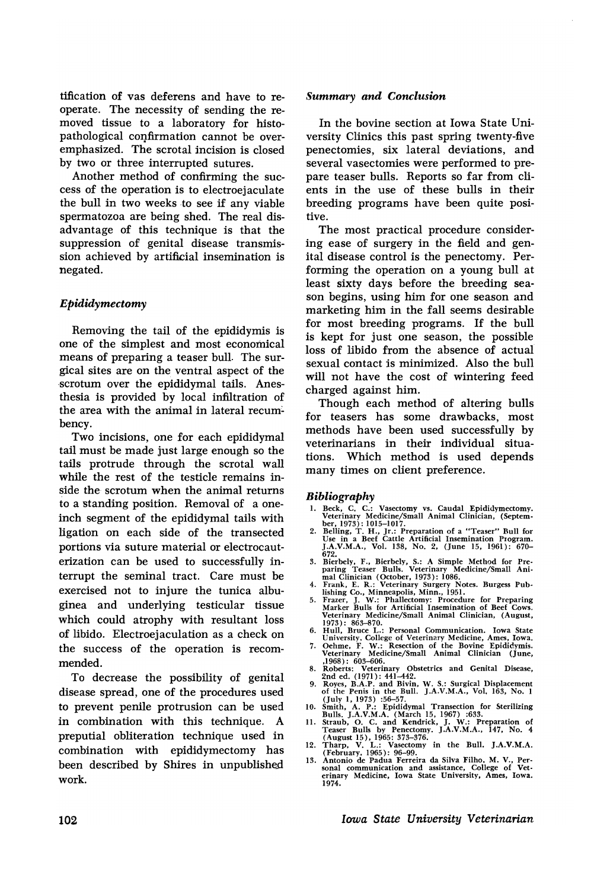tification of vas deferens and have to reoperate. The necessity of sending the removed tissue to a laboratory for histopathological confirmation cannot be overemphasized. The scrotal incision is closed by two or three interrupted sutures.

Another method of confirming the success of the operation is to electroejaculate the bull in two weeks to see if any viable spermatozoa are being shed. The real disadvantage of this technique is that the suppression of genital disease transmission achieved by artificial insemination is negated.

### *Epididymectomy*

Removing the tail of the epididymis is one of the simplest and most economical means of preparing a teaser bull. The surgical sites are on the ventral aspect of the scrotum over the epididymal tails. Anesthesia is provided by local infiltration of the area with the animal in lateral recumbency.

Two incisions, one for each epididymal tail must be made just large enough so the tails protrude through the scrotal wall while the rest of the testicle remains inside the scrotum when the animal returns to a standing position. Removal of a one-inch segment of the epididymal tails with ligation on each side of the transected portions via suture material or electrocauterization can be used to successfully interrupt the seminal tract. Care must be exercised not to injure the tunica albuginea and underlying testicular tissue which could atrophy with resultant loss of libido. Electroejaculation as a check on the success of the operation is recommended.

To decrease the possibility of genital disease spread, one of the procedures used to prevent penile protrusion can be used in combination with this technique. A preputial obliteration technique used in combination with epididymectomy has been described by Shires in unpublished work.

### *Summary and Conclusion*

In the bovine section at Iowa State University Clinics this past spring twenty-five penectomies, six lateral deviations, and several vasectomies were performed to prepare teaser bulls. Reports so far from clients in the use of these bulls in their breeding programs have been quite positive.

The most practical procedure considering ease of surgery in the field and genital disease control is the penectomy. Performing the operation on a young bull at least sixty days before the breeding season begins, using him for one season and marketing him in the fall seems desirable for most breeding programs. If the bull is kept for just one season, the possible loss of libido from the absence of actual sexual contact is minimized. Also the bull will not have the cost of wintering feed charged against him.

Though each method of altering bulls for teasers has some drawbacks, most methods have been used successfully by veterinarians in their individual situations. Which method is used depends many times on client preference.

### *Bibliography*

1. Beck, C. C.: Vasectomy vs. Caudal Epididymectomy. Veterinary Medicine/Small Animal Clinician, (September, 1973): 1015–1017.
2. Belling, T. H., Jr.: Preparation of a "Teaser" Bull for Use in a Beef Cattle Artificial Insemination Program. J.A.V.M.A., Vol. 138, No. 2, (June 15, 1961): 670–672.
3. Bierbely, F., Bierbely, S.: A Simple Method for Preparing Teaser Bulls. Veterinary Medicine/Small Animal Clinician (October, 1973): 1086.
4. Frank, E. R.: Veterinary Surgery Notes. Burgess Publishing Co., Minneapolis, Minn., 1951.
5. Frazer, J. W.: Phallectomy: Procedure for Preparing Marker Bulls for Artificial Insemination of Beef Cows. Veterinary Medicine/Small Animal Clinician, (August, 1973): 863–870.
6. Hull, Bruce L.: Personal Communication. Iowa State University, College of Veterinary Medicine, Ames, Iowa.
7. Oehme, F. W.: Resection of the Bovine Epididymis. Veterinary Medicine/Small Animal Clinician (June, 1968): 603–606.
8. Roberts: Veterinary Obstetrics and Genital Disease, 2nd ed. (1971): 441–442.
9. Royes, B.A.P. and Bivin, W. S.: Surgical Displacement of the Penis in the Bull. J.A.V.M.A., Vol. 163, No. 1 (July 1, 1973) :56–57.
10. Smith, A. P.: Epididymal Transection for Sterilizing Bulls. J.A.V.M.A. (March 15, 1967) :633.
11. Straub, O. C. and Kendrick, J. W.: Preparation of Teaser Bulls by Penectomy. J.A.V.M.A., 147, No. 4 (August 15), 1965: 373–376.
12. Tharp, V. L.: Vasectomy in the Bull. J.A.V.M.A. (February, 1965): 96–99.
13. Antonio de Padua Ferreira da Silva Filho, M. V., Personal communication and assistance, College of Veterinary Medicine, Iowa State University, Ames, Iowa. 1974.